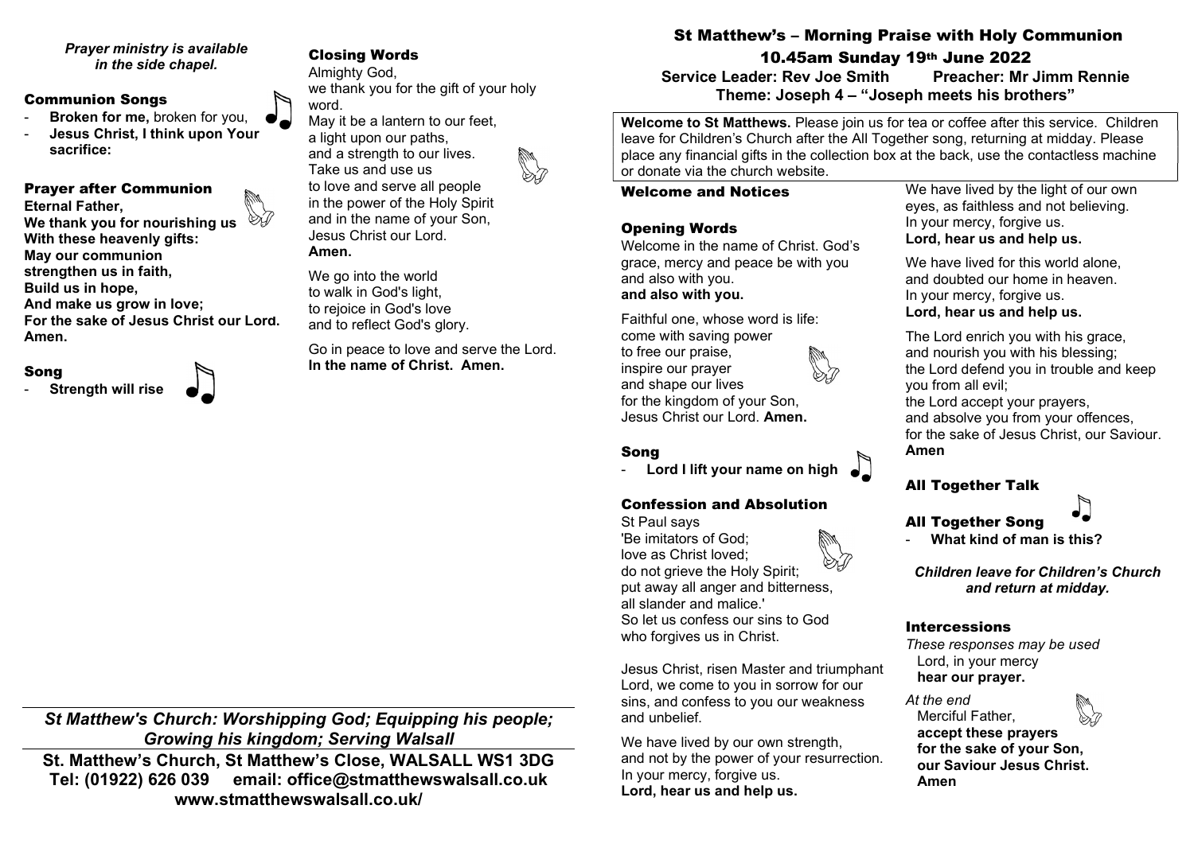*Prayer ministry is available in the side chapel.*

## Communion Songs

- **Broken for me,** broken for you,
- **Jesus Christ, I think upon Your sacrifice:**

## Prayer after Communion

**Eternal Father,**
**We thank you for nourishing us**
**With these heavenly gifts:**
**May our communion**
**strengthen us in faith,**
**Build us in hope,**
**And make us grow in love;**
**For the sake of Jesus Christ our Lord.**
**Amen.**

## Song

- **Strength will rise**

## Closing Words

Almighty God,
we thank you for the gift of your holy word.
May it be a lantern to our feet,
a light upon our paths,
and a strength to our lives.
Take us and use us
to love and serve all people
in the power of the Holy Spirit
and in the name of your Son,
Jesus Christ our Lord.
**Amen.**

We go into the world
to walk in God's light,
to rejoice in God's love
and to reflect God's glory.

Go in peace to love and serve the Lord.
**In the name of Christ. Amen.**

*St Matthew's Church: Worshipping God; Equipping his people; Growing his kingdom; Serving Walsall*

**St. Matthew's Church, St Matthew's Close, WALSALL WS1 3DG**
**Tel: (01922) 626 039 email: office@stmatthewswalsall.co.uk**
**www.stmatthewswalsall.co.uk/**

# St Matthew's – Morning Praise with Holy Communion

## 10.45am Sunday 19th June 2022

**Service Leader: Rev Joe Smith Preacher: Mr Jimm Rennie**
**Theme: Joseph 4 – "Joseph meets his brothers"**

**Welcome to St Matthews.** Please join us for tea or coffee after this service. Children leave for Children's Church after the All Together song, returning at midday. Please place any financial gifts in the collection box at the back, use the contactless machine or donate via the church website.

## Welcome and Notices

## Opening Words

Welcome in the name of Christ. God's grace, mercy and peace be with you
and also with you.
**and also with you.**

Faithful one, whose word is life:
come with saving power
to free our praise,
inspire our prayer
and shape our lives
for the kingdom of your Son,
Jesus Christ our Lord. **Amen.**

## Song

- **Lord I lift your name on high**

## Confession and Absolution

St Paul says
'Be imitators of God;
love as Christ loved;
do not grieve the Holy Spirit;
put away all anger and bitterness,
all slander and malice.'
So let us confess our sins to God
who forgives us in Christ.

Jesus Christ, risen Master and triumphant Lord, we come to you in sorrow for our sins, and confess to you our weakness and unbelief.

We have lived by our own strength,
and not by the power of your resurrection.
In your mercy, forgive us.
**Lord, hear us and help us.**

We have lived by the light of our own eyes, as faithless and not believing.
In your mercy, forgive us.
**Lord, hear us and help us.**

We have lived for this world alone,
and doubted our home in heaven.
In your mercy, forgive us.
**Lord, hear us and help us.**

The Lord enrich you with his grace,
and nourish you with his blessing;
the Lord defend you in trouble and keep you from all evil;
the Lord accept your prayers,
and absolve you from your offences,
for the sake of Jesus Christ, our Saviour.
**Amen**

## All Together Talk

## All Together Song

- **What kind of man is this?**

*Children leave for Children's Church and return at midday.*

## Intercessions

*These responses may be used*
Lord, in your mercy
**hear our prayer.**

*At the end*
Merciful Father,
**accept these prayers**
**for the sake of your Son,**
**our Saviour Jesus Christ.**
**Amen**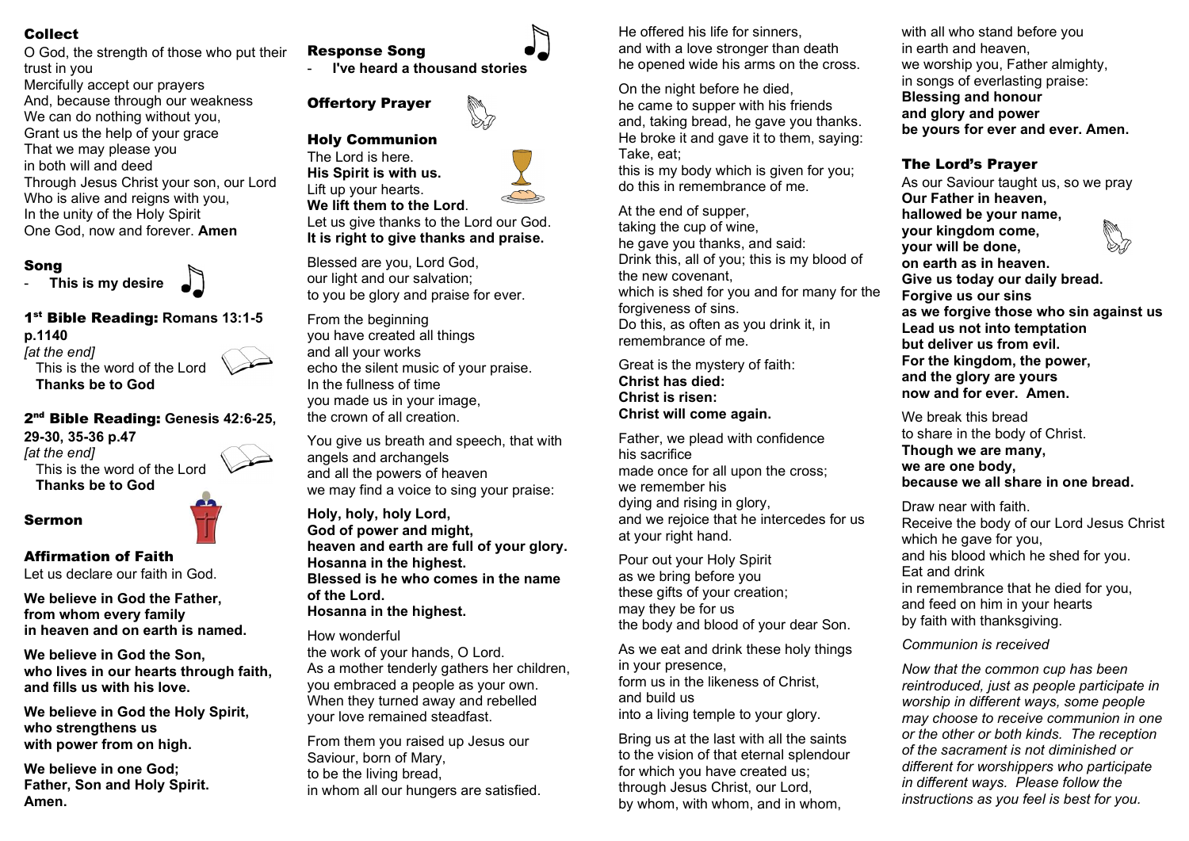## Collect

O God, the strength of those who put their trust in you
Mercifully accept our prayers
And, because through our weakness
We can do nothing without you,
Grant us the help of your grace
That we may please you
in both will and deed
Through Jesus Christ your son, our Lord
Who is alive and reigns with you,
In the unity of the Holy Spirit
One God, now and forever. **Amen**

## Song

- **This is my desire**

## 1st Bible Reading: Romans 13:1-5 p.1140

*[at the end]*
This is the word of the Lord
**Thanks be to God**

## 2nd Bible Reading: Genesis 42:6-25, 29-30, 35-36 p.47

*[at the end]*
This is the word of the Lord
**Thanks be to God**

## Sermon

## Affirmation of Faith

Let us declare our faith in God.

**We believe in God the Father,
from whom every family
in heaven and on earth is named.**

**We believe in God the Son,
who lives in our hearts through faith,
and fills us with his love.**

**We believe in God the Holy Spirit,
who strengthens us
with power from on high.**

**We believe in one God;
Father, Son and Holy Spirit.
Amen.**

## Response Song

- **I've heard a thousand stories**

## Offertory Prayer

## Holy Communion

The Lord is here.
**His Spirit is with us.**
Lift up your hearts.
**We lift them to the Lord**.
Let us give thanks to the Lord our God.
**It is right to give thanks and praise.**

Blessed are you, Lord God,
our light and our salvation;
to you be glory and praise for ever.

From the beginning
you have created all things
and all your works
echo the silent music of your praise.
In the fullness of time
you made us in your image,
the crown of all creation.

You give us breath and speech, that with angels and archangels
and all the powers of heaven
we may find a voice to sing your praise:

**Holy, holy, holy Lord,
God of power and might,
heaven and earth are full of your glory.
Hosanna in the highest.
Blessed is he who comes in the name of the Lord.
Hosanna in the highest.**

How wonderful
the work of your hands, O Lord.
As a mother tenderly gathers her children,
you embraced a people as your own.
When they turned away and rebelled
your love remained steadfast.

From them you raised up Jesus our Saviour, born of Mary,
to be the living bread,
in whom all our hungers are satisfied.

He offered his life for sinners,
and with a love stronger than death
he opened wide his arms on the cross.

On the night before he died,
he came to supper with his friends
and, taking bread, he gave you thanks.
He broke it and gave it to them, saying:
Take, eat;
this is my body which is given for you;
do this in remembrance of me.

At the end of supper,
taking the cup of wine,
he gave you thanks, and said:
Drink this, all of you; this is my blood of the new covenant,
which is shed for you and for many for the forgiveness of sins.
Do this, as often as you drink it, in remembrance of me.

Great is the mystery of faith:
**Christ has died:
Christ is risen:
Christ will come again.**

Father, we plead with confidence
his sacrifice
made once for all upon the cross;
we remember his
dying and rising in glory,
and we rejoice that he intercedes for us at your right hand.

Pour out your Holy Spirit
as we bring before you
these gifts of your creation;
may they be for us
the body and blood of your dear Son.

As we eat and drink these holy things
in your presence,
form us in the likeness of Christ,
and build us
into a living temple to your glory.

Bring us at the last with all the saints
to the vision of that eternal splendour
for which you have created us;
through Jesus Christ, our Lord,
by whom, with whom, and in whom,
with all who stand before you
in earth and heaven,
we worship you, Father almighty,
in songs of everlasting praise:
**Blessing and honour
and glory and power
be yours for ever and ever. Amen.**

## The Lord's Prayer

As our Saviour taught us, so we pray
**Our Father in heaven,
hallowed be your name,
your kingdom come,
your will be done,
on earth as in heaven.
Give us today our daily bread.
Forgive us our sins
as we forgive those who sin against us
Lead us not into temptation
but deliver us from evil.
For the kingdom, the power,
and the glory are yours
now and for ever. Amen.**

We break this bread
to share in the body of Christ.
**Though we are many,
we are one body,
because we all share in one bread.**

Draw near with faith.
Receive the body of our Lord Jesus Christ which he gave for you,
and his blood which he shed for you.
Eat and drink
in remembrance that he died for you,
and feed on him in your hearts
by faith with thanksgiving.

*Communion is received*

*Now that the common cup has been reintroduced, just as people participate in worship in different ways, some people may choose to receive communion in one or the other or both kinds. The reception of the sacrament is not diminished or different for worshippers who participate in different ways. Please follow the instructions as you feel is best for you.*